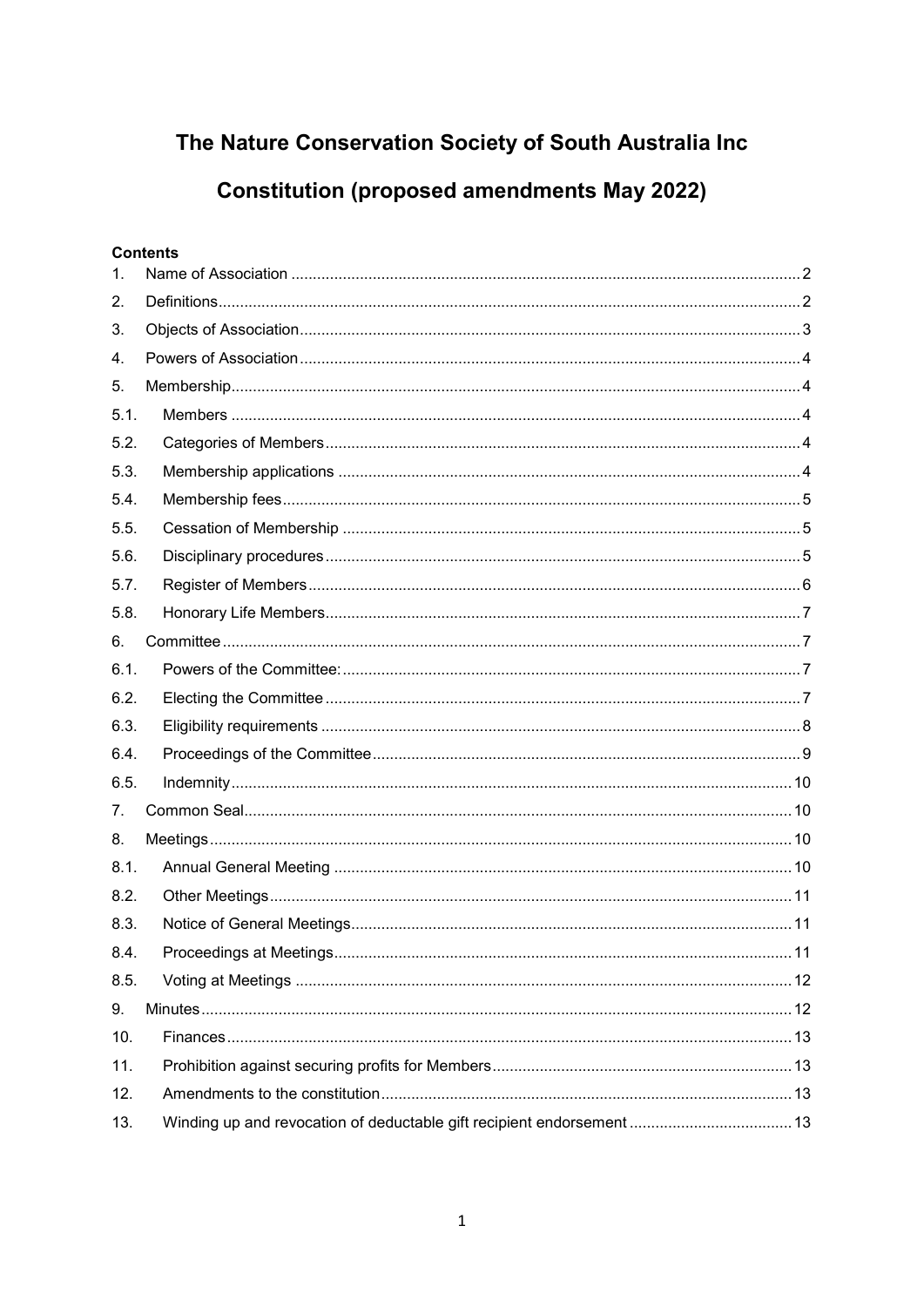# The Nature Conservation Society of South Australia Inc

# Constitution (proposed amendments May 2022)

**Contents**

1. Name of Association .......... 2
2. Definitions .......... 2
3. Objects of Association .......... 3
4. Powers of Association .......... 4
5. Membership .......... 4
   - 5.1. Members .......... 4
   - 5.2. Categories of Members .......... 4
   - 5.3. Membership applications .......... 4
   - 5.4. Membership fees .......... 5
   - 5.5. Cessation of Membership .......... 5
   - 5.6. Disciplinary procedures .......... 5
   - 5.7. Register of Members .......... 6
   - 5.8. Honorary Life Members .......... 7
6. Committee .......... 7
   - 6.1. Powers of the Committee: .......... 7
   - 6.2. Electing the Committee .......... 7
   - 6.3. Eligibility requirements .......... 8
   - 6.4. Proceedings of the Committee .......... 9
   - 6.5. Indemnity .......... 10
7. Common Seal .......... 10
8. Meetings .......... 10
   - 8.1. Annual General Meeting .......... 10
   - 8.2. Other Meetings .......... 11
   - 8.3. Notice of General Meetings .......... 11
   - 8.4. Proceedings at Meetings .......... 11
   - 8.5. Voting at Meetings .......... 12
9. Minutes .......... 12
10. Finances .......... 13
11. Prohibition against securing profits for Members .......... 13
12. Amendments to the constitution .......... 13
13. Winding up and revocation of deductable gift recipient endorsement .......... 13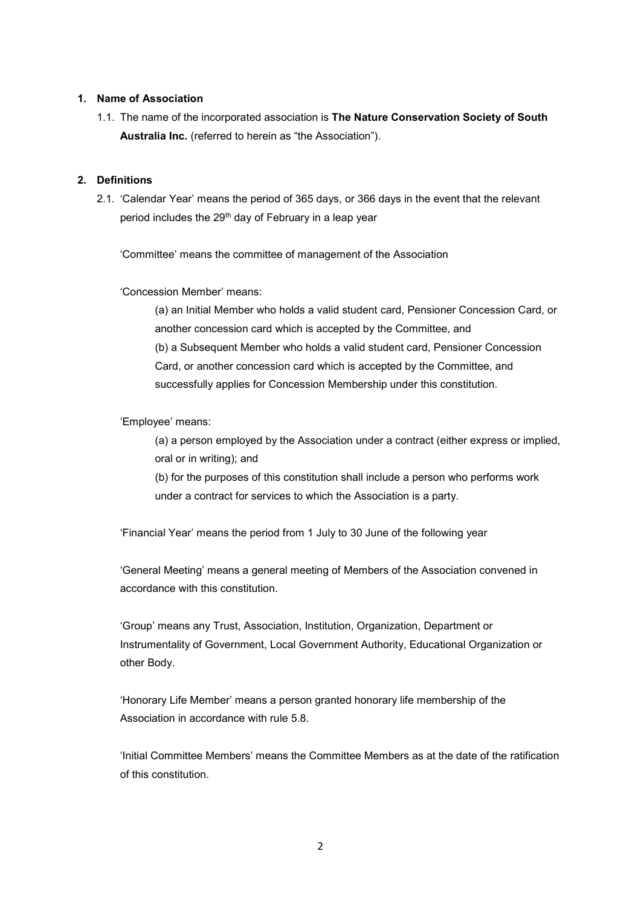## 1. Name of Association

1.1. The name of the incorporated association is **The Nature Conservation Society of South Australia Inc.** (referred to herein as "the Association").

## 2. Definitions

2.1. 'Calendar Year' means the period of 365 days, or 366 days in the event that the relevant period includes the 29th day of February in a leap year

'Committee' means the committee of management of the Association

'Concession Member' means:

(a) an Initial Member who holds a valid student card, Pensioner Concession Card, or another concession card which is accepted by the Committee, and

(b) a Subsequent Member who holds a valid student card, Pensioner Concession Card, or another concession card which is accepted by the Committee, and successfully applies for Concession Membership under this constitution.

'Employee' means:

(a) a person employed by the Association under a contract (either express or implied, oral or in writing); and

(b) for the purposes of this constitution shall include a person who performs work under a contract for services to which the Association is a party.

'Financial Year' means the period from 1 July to 30 June of the following year

'General Meeting' means a general meeting of Members of the Association convened in accordance with this constitution.

'Group' means any Trust, Association, Institution, Organization, Department or Instrumentality of Government, Local Government Authority, Educational Organization or other Body.

'Honorary Life Member' means a person granted honorary life membership of the Association in accordance with rule 5.8.

'Initial Committee Members' means the Committee Members as at the date of the ratification of this constitution.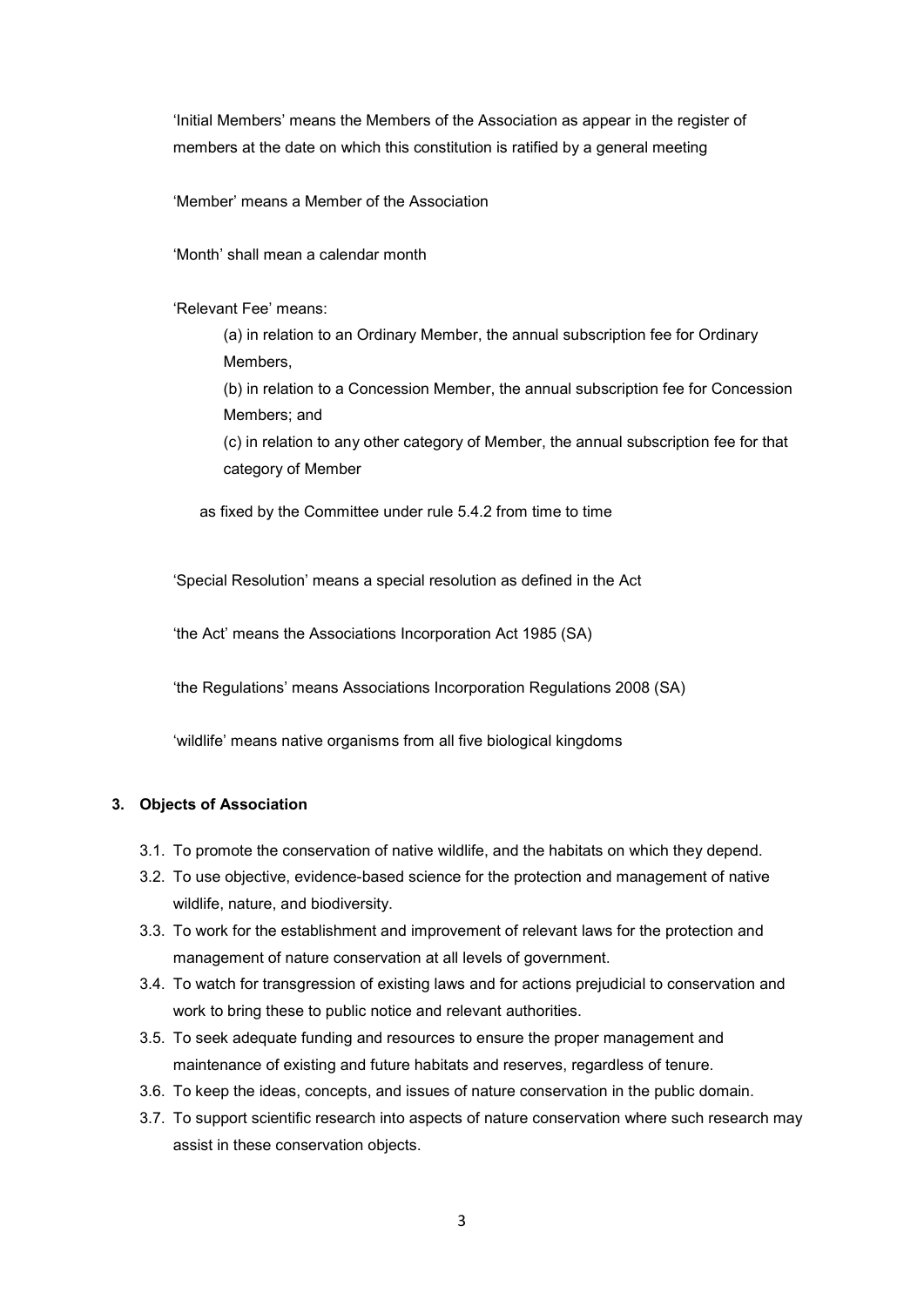'Initial Members' means the Members of the Association as appear in the register of members at the date on which this constitution is ratified by a general meeting

'Member' means a Member of the Association

'Month' shall mean a calendar month

'Relevant Fee' means:

(a) in relation to an Ordinary Member, the annual subscription fee for Ordinary Members,

(b) in relation to a Concession Member, the annual subscription fee for Concession Members; and

(c) in relation to any other category of Member, the annual subscription fee for that category of Member

as fixed by the Committee under rule 5.4.2 from time to time

'Special Resolution' means a special resolution as defined in the Act

'the Act' means the Associations Incorporation Act 1985 (SA)

'the Regulations' means Associations Incorporation Regulations 2008 (SA)

'wildlife' means native organisms from all five biological kingdoms

### 3. Objects of Association

3.1. To promote the conservation of native wildlife, and the habitats on which they depend.

3.2. To use objective, evidence-based science for the protection and management of native wildlife, nature, and biodiversity.

3.3. To work for the establishment and improvement of relevant laws for the protection and management of nature conservation at all levels of government.

3.4. To watch for transgression of existing laws and for actions prejudicial to conservation and work to bring these to public notice and relevant authorities.

3.5. To seek adequate funding and resources to ensure the proper management and maintenance of existing and future habitats and reserves, regardless of tenure.

3.6. To keep the ideas, concepts, and issues of nature conservation in the public domain.

3.7. To support scientific research into aspects of nature conservation where such research may assist in these conservation objects.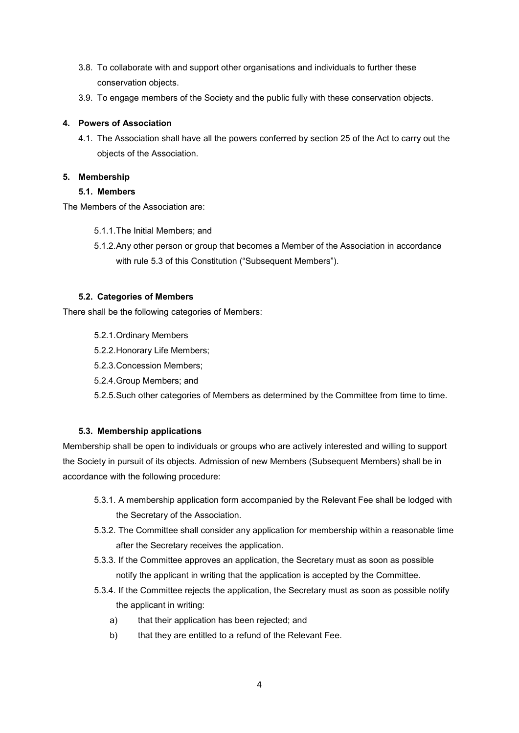3.8. To collaborate with and support other organisations and individuals to further these conservation objects.

3.9. To engage members of the Society and the public fully with these conservation objects.

**4. Powers of Association**

4.1. The Association shall have all the powers conferred by section 25 of the Act to carry out the objects of the Association.

**5. Membership**

**5.1. Members**

The Members of the Association are:

5.1.1. The Initial Members; and

5.1.2. Any other person or group that becomes a Member of the Association in accordance with rule 5.3 of this Constitution ("Subsequent Members").

**5.2. Categories of Members**

There shall be the following categories of Members:

5.2.1. Ordinary Members

5.2.2. Honorary Life Members;

5.2.3. Concession Members;

5.2.4. Group Members; and

5.2.5. Such other categories of Members as determined by the Committee from time to time.

**5.3. Membership applications**

Membership shall be open to individuals or groups who are actively interested and willing to support the Society in pursuit of its objects. Admission of new Members (Subsequent Members) shall be in accordance with the following procedure:

5.3.1. A membership application form accompanied by the Relevant Fee shall be lodged with the Secretary of the Association.

5.3.2. The Committee shall consider any application for membership within a reasonable time after the Secretary receives the application.

5.3.3. If the Committee approves an application, the Secretary must as soon as possible notify the applicant in writing that the application is accepted by the Committee.

5.3.4. If the Committee rejects the application, the Secretary must as soon as possible notify the applicant in writing:

a) that their application has been rejected; and

b) that they are entitled to a refund of the Relevant Fee.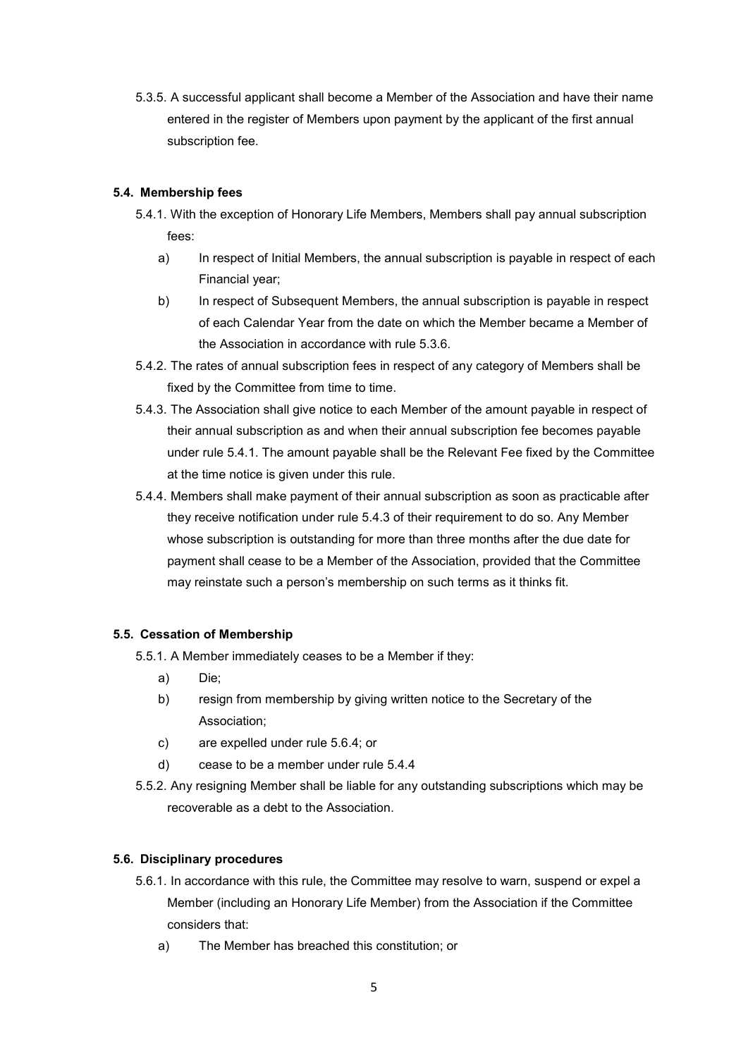5.3.5. A successful applicant shall become a Member of the Association and have their name entered in the register of Members upon payment by the applicant of the first annual subscription fee.

### 5.4. Membership fees

5.4.1. With the exception of Honorary Life Members, Members shall pay annual subscription fees:

a) In respect of Initial Members, the annual subscription is payable in respect of each Financial year;

b) In respect of Subsequent Members, the annual subscription is payable in respect of each Calendar Year from the date on which the Member became a Member of the Association in accordance with rule 5.3.6.

5.4.2. The rates of annual subscription fees in respect of any category of Members shall be fixed by the Committee from time to time.

5.4.3. The Association shall give notice to each Member of the amount payable in respect of their annual subscription as and when their annual subscription fee becomes payable under rule 5.4.1. The amount payable shall be the Relevant Fee fixed by the Committee at the time notice is given under this rule.

5.4.4. Members shall make payment of their annual subscription as soon as practicable after they receive notification under rule 5.4.3 of their requirement to do so. Any Member whose subscription is outstanding for more than three months after the due date for payment shall cease to be a Member of the Association, provided that the Committee may reinstate such a person's membership on such terms as it thinks fit.

### 5.5. Cessation of Membership

5.5.1. A Member immediately ceases to be a Member if they:

a) Die;

b) resign from membership by giving written notice to the Secretary of the Association;

c) are expelled under rule 5.6.4; or

d) cease to be a member under rule 5.4.4

5.5.2. Any resigning Member shall be liable for any outstanding subscriptions which may be recoverable as a debt to the Association.

### 5.6. Disciplinary procedures

5.6.1. In accordance with this rule, the Committee may resolve to warn, suspend or expel a Member (including an Honorary Life Member) from the Association if the Committee considers that:

a) The Member has breached this constitution; or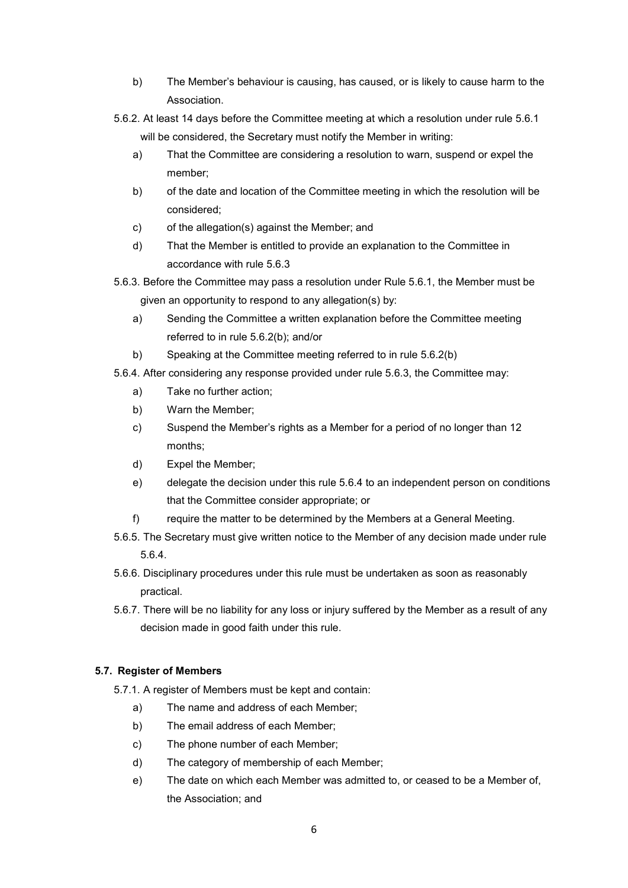b) The Member's behaviour is causing, has caused, or is likely to cause harm to the Association.

5.6.2. At least 14 days before the Committee meeting at which a resolution under rule 5.6.1 will be considered, the Secretary must notify the Member in writing:

a) That the Committee are considering a resolution to warn, suspend or expel the member;

b) of the date and location of the Committee meeting in which the resolution will be considered;

c) of the allegation(s) against the Member; and

d) That the Member is entitled to provide an explanation to the Committee in accordance with rule 5.6.3

5.6.3. Before the Committee may pass a resolution under Rule 5.6.1, the Member must be given an opportunity to respond to any allegation(s) by:

a) Sending the Committee a written explanation before the Committee meeting referred to in rule 5.6.2(b); and/or

b) Speaking at the Committee meeting referred to in rule 5.6.2(b)

5.6.4. After considering any response provided under rule 5.6.3, the Committee may:

a) Take no further action;

b) Warn the Member;

c) Suspend the Member's rights as a Member for a period of no longer than 12 months;

d) Expel the Member;

e) delegate the decision under this rule 5.6.4 to an independent person on conditions that the Committee consider appropriate; or

f) require the matter to be determined by the Members at a General Meeting.

5.6.5. The Secretary must give written notice to the Member of any decision made under rule 5.6.4.

5.6.6. Disciplinary procedures under this rule must be undertaken as soon as reasonably practical.

5.6.7. There will be no liability for any loss or injury suffered by the Member as a result of any decision made in good faith under this rule.

**5.7. Register of Members**

5.7.1. A register of Members must be kept and contain:

a) The name and address of each Member;

b) The email address of each Member;

c) The phone number of each Member;

d) The category of membership of each Member;

e) The date on which each Member was admitted to, or ceased to be a Member of, the Association; and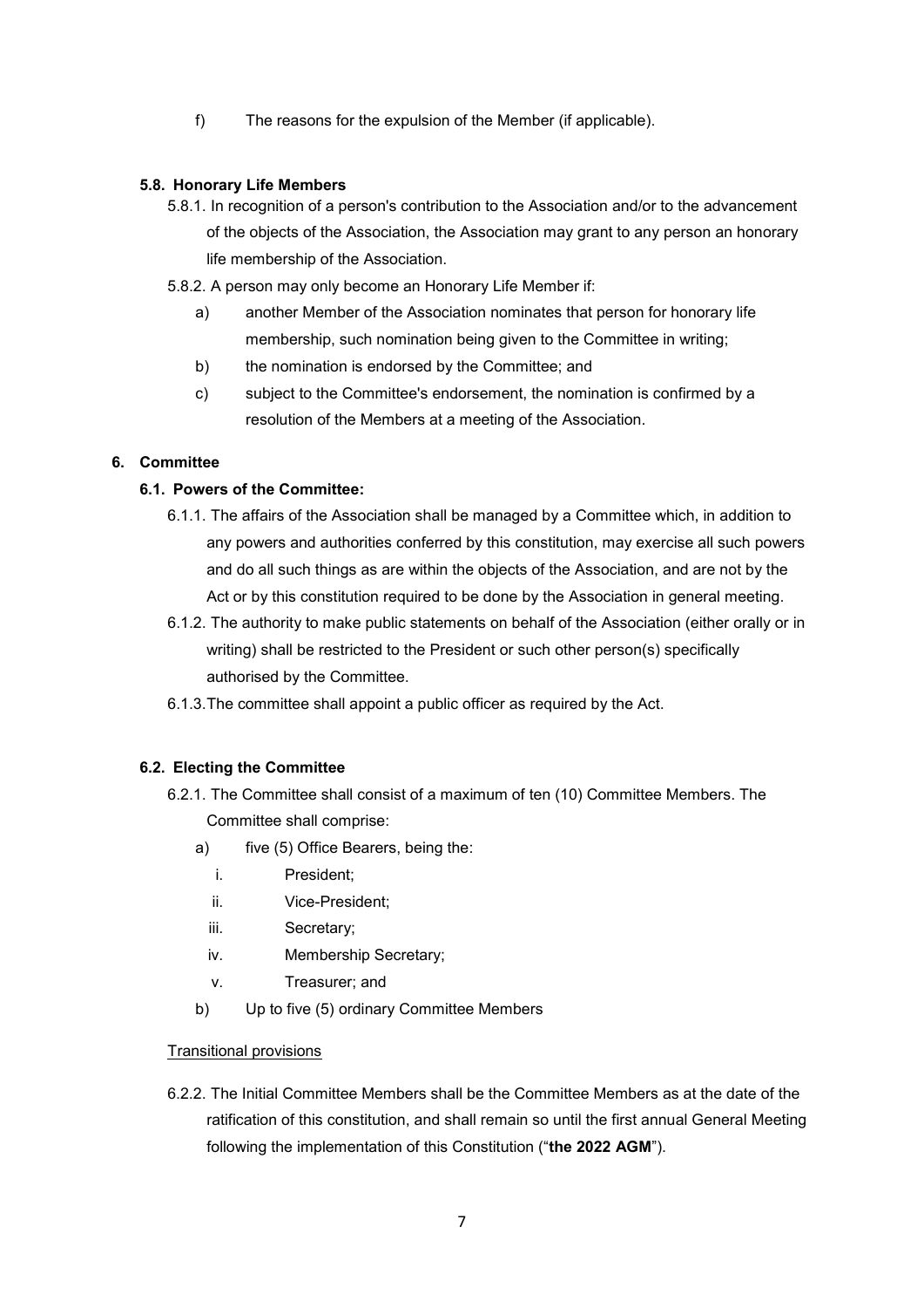f) The reasons for the expulsion of the Member (if applicable).

### 5.8. Honorary Life Members

5.8.1. In recognition of a person's contribution to the Association and/or to the advancement of the objects of the Association, the Association may grant to any person an honorary life membership of the Association.

5.8.2. A person may only become an Honorary Life Member if:

a) another Member of the Association nominates that person for honorary life membership, such nomination being given to the Committee in writing;

b) the nomination is endorsed by the Committee; and

c) subject to the Committee's endorsement, the nomination is confirmed by a resolution of the Members at a meeting of the Association.

## 6. Committee

### 6.1. Powers of the Committee:

6.1.1. The affairs of the Association shall be managed by a Committee which, in addition to any powers and authorities conferred by this constitution, may exercise all such powers and do all such things as are within the objects of the Association, and are not by the Act or by this constitution required to be done by the Association in general meeting.

6.1.2. The authority to make public statements on behalf of the Association (either orally or in writing) shall be restricted to the President or such other person(s) specifically authorised by the Committee.

6.1.3. The committee shall appoint a public officer as required by the Act.

### 6.2. Electing the Committee

6.2.1. The Committee shall consist of a maximum of ten (10) Committee Members. The Committee shall comprise:

a) five (5) Office Bearers, being the:

i. President;

ii. Vice-President;

iii. Secretary;

iv. Membership Secretary;

v. Treasurer; and

b) Up to five (5) ordinary Committee Members

<u>Transitional provisions</u>

6.2.2. The Initial Committee Members shall be the Committee Members as at the date of the ratification of this constitution, and shall remain so until the first annual General Meeting following the implementation of this Constitution ("**the 2022 AGM**").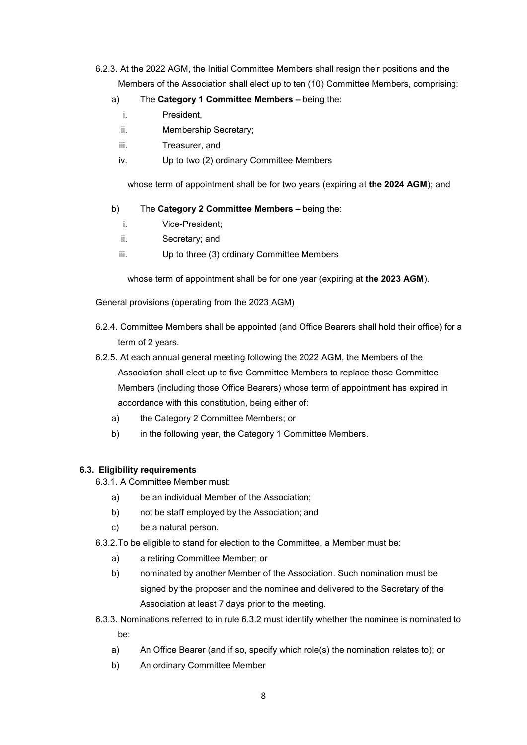6.2.3. At the 2022 AGM, the Initial Committee Members shall resign their positions and the Members of the Association shall elect up to ten (10) Committee Members, comprising:

a) The **Category 1 Committee Members –** being the:

   i. President,

   ii. Membership Secretary;

   iii. Treasurer, and

   iv. Up to two (2) ordinary Committee Members

   whose term of appointment shall be for two years (expiring at **the 2024 AGM**); and

b) The **Category 2 Committee Members** – being the:

   i. Vice-President;

   ii. Secretary; and

   iii. Up to three (3) ordinary Committee Members

   whose term of appointment shall be for one year (expiring at **the 2023 AGM**).

<u>General provisions (operating from the 2023 AGM)</u>

6.2.4. Committee Members shall be appointed (and Office Bearers shall hold their office) for a term of 2 years.

6.2.5. At each annual general meeting following the 2022 AGM, the Members of the Association shall elect up to five Committee Members to replace those Committee Members (including those Office Bearers) whose term of appointment has expired in accordance with this constitution, being either of:

a) the Category 2 Committee Members; or

b) in the following year, the Category 1 Committee Members.

### 6.3. Eligibility requirements

6.3.1. A Committee Member must:

a) be an individual Member of the Association;

b) not be staff employed by the Association; and

c) be a natural person.

6.3.2. To be eligible to stand for election to the Committee, a Member must be:

a) a retiring Committee Member; or

b) nominated by another Member of the Association. Such nomination must be signed by the proposer and the nominee and delivered to the Secretary of the Association at least 7 days prior to the meeting.

6.3.3. Nominations referred to in rule 6.3.2 must identify whether the nominee is nominated to be:

a) An Office Bearer (and if so, specify which role(s) the nomination relates to); or

b) An ordinary Committee Member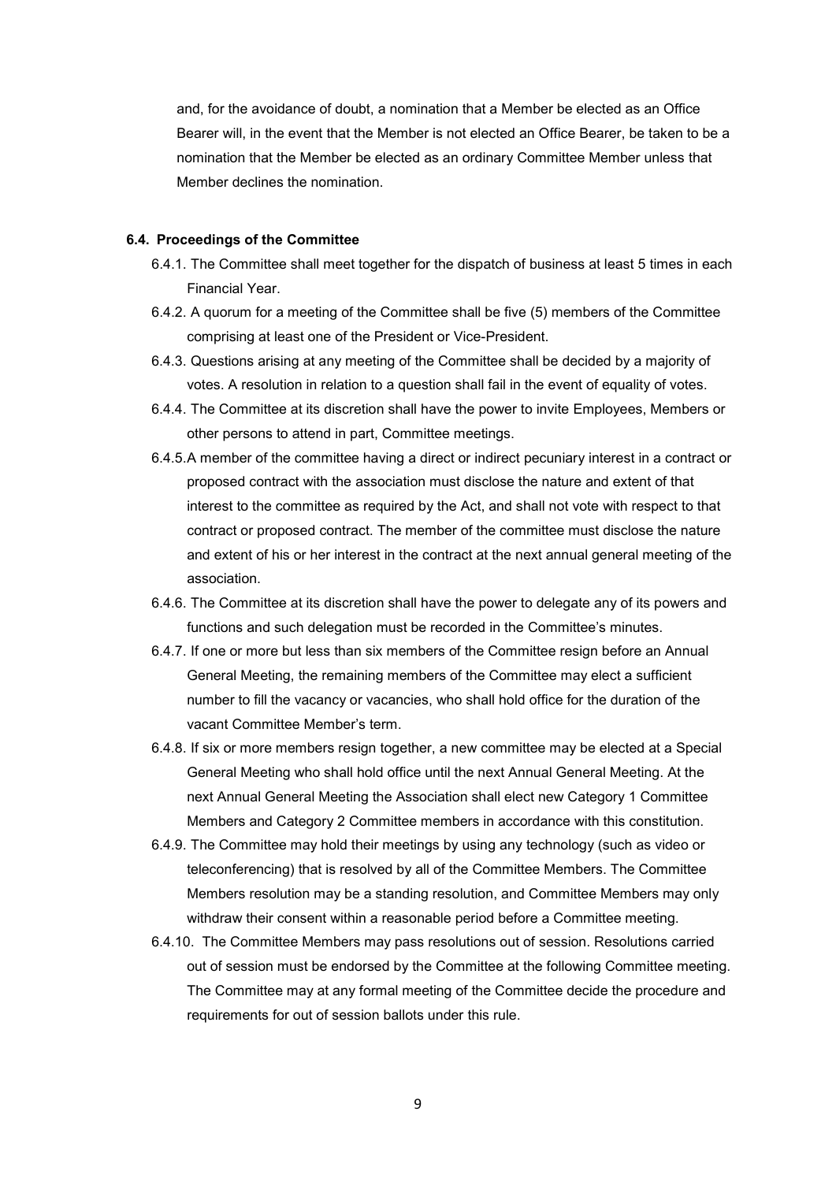and, for the avoidance of doubt, a nomination that a Member be elected as an Office Bearer will, in the event that the Member is not elected an Office Bearer, be taken to be a nomination that the Member be elected as an ordinary Committee Member unless that Member declines the nomination.

#### 6.4. Proceedings of the Committee

6.4.1. The Committee shall meet together for the dispatch of business at least 5 times in each Financial Year.

6.4.2. A quorum for a meeting of the Committee shall be five (5) members of the Committee comprising at least one of the President or Vice-President.

6.4.3. Questions arising at any meeting of the Committee shall be decided by a majority of votes. A resolution in relation to a question shall fail in the event of equality of votes.

6.4.4. The Committee at its discretion shall have the power to invite Employees, Members or other persons to attend in part, Committee meetings.

6.4.5. A member of the committee having a direct or indirect pecuniary interest in a contract or proposed contract with the association must disclose the nature and extent of that interest to the committee as required by the Act, and shall not vote with respect to that contract or proposed contract. The member of the committee must disclose the nature and extent of his or her interest in the contract at the next annual general meeting of the association.

6.4.6. The Committee at its discretion shall have the power to delegate any of its powers and functions and such delegation must be recorded in the Committee's minutes.

6.4.7. If one or more but less than six members of the Committee resign before an Annual General Meeting, the remaining members of the Committee may elect a sufficient number to fill the vacancy or vacancies, who shall hold office for the duration of the vacant Committee Member's term.

6.4.8. If six or more members resign together, a new committee may be elected at a Special General Meeting who shall hold office until the next Annual General Meeting. At the next Annual General Meeting the Association shall elect new Category 1 Committee Members and Category 2 Committee members in accordance with this constitution.

6.4.9. The Committee may hold their meetings by using any technology (such as video or teleconferencing) that is resolved by all of the Committee Members. The Committee Members resolution may be a standing resolution, and Committee Members may only withdraw their consent within a reasonable period before a Committee meeting.

6.4.10. The Committee Members may pass resolutions out of session. Resolutions carried out of session must be endorsed by the Committee at the following Committee meeting. The Committee may at any formal meeting of the Committee decide the procedure and requirements for out of session ballots under this rule.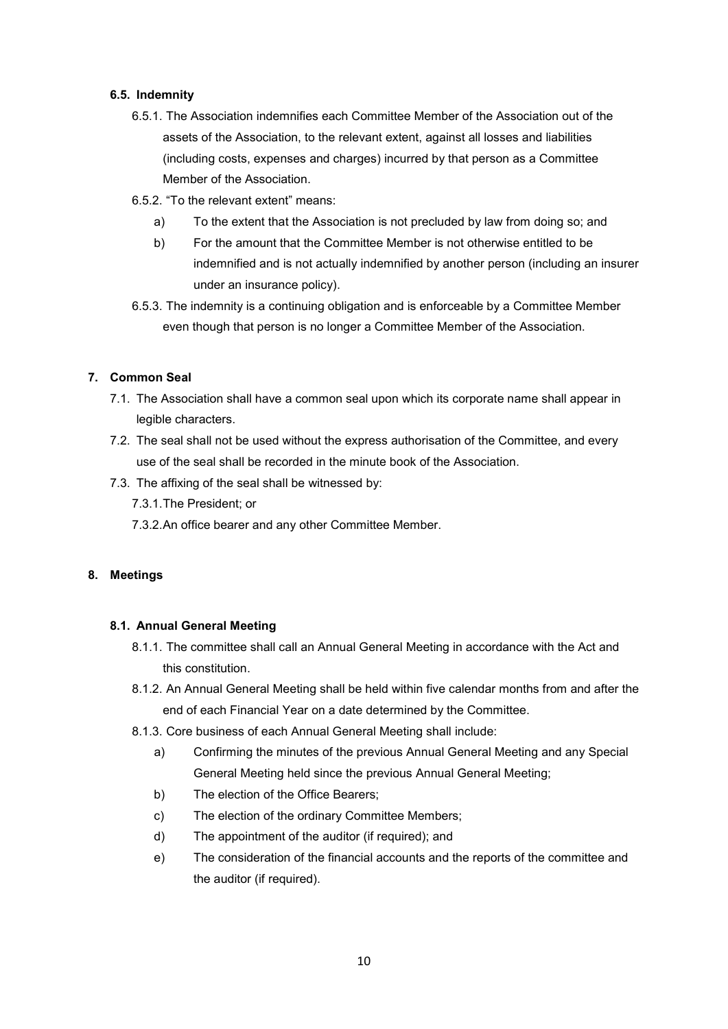### 6.5. Indemnity

6.5.1. The Association indemnifies each Committee Member of the Association out of the assets of the Association, to the relevant extent, against all losses and liabilities (including costs, expenses and charges) incurred by that person as a Committee Member of the Association.

6.5.2. "To the relevant extent" means:

a) To the extent that the Association is not precluded by law from doing so; and

b) For the amount that the Committee Member is not otherwise entitled to be indemnified and is not actually indemnified by another person (including an insurer under an insurance policy).

6.5.3. The indemnity is a continuing obligation and is enforceable by a Committee Member even though that person is no longer a Committee Member of the Association.

## 7. Common Seal

7.1. The Association shall have a common seal upon which its corporate name shall appear in legible characters.

7.2. The seal shall not be used without the express authorisation of the Committee, and every use of the seal shall be recorded in the minute book of the Association.

7.3. The affixing of the seal shall be witnessed by:

7.3.1. The President; or

7.3.2. An office bearer and any other Committee Member.

## 8. Meetings

### 8.1. Annual General Meeting

8.1.1. The committee shall call an Annual General Meeting in accordance with the Act and this constitution.

8.1.2. An Annual General Meeting shall be held within five calendar months from and after the end of each Financial Year on a date determined by the Committee.

8.1.3. Core business of each Annual General Meeting shall include:

a) Confirming the minutes of the previous Annual General Meeting and any Special General Meeting held since the previous Annual General Meeting;

b) The election of the Office Bearers;

c) The election of the ordinary Committee Members;

d) The appointment of the auditor (if required); and

e) The consideration of the financial accounts and the reports of the committee and the auditor (if required).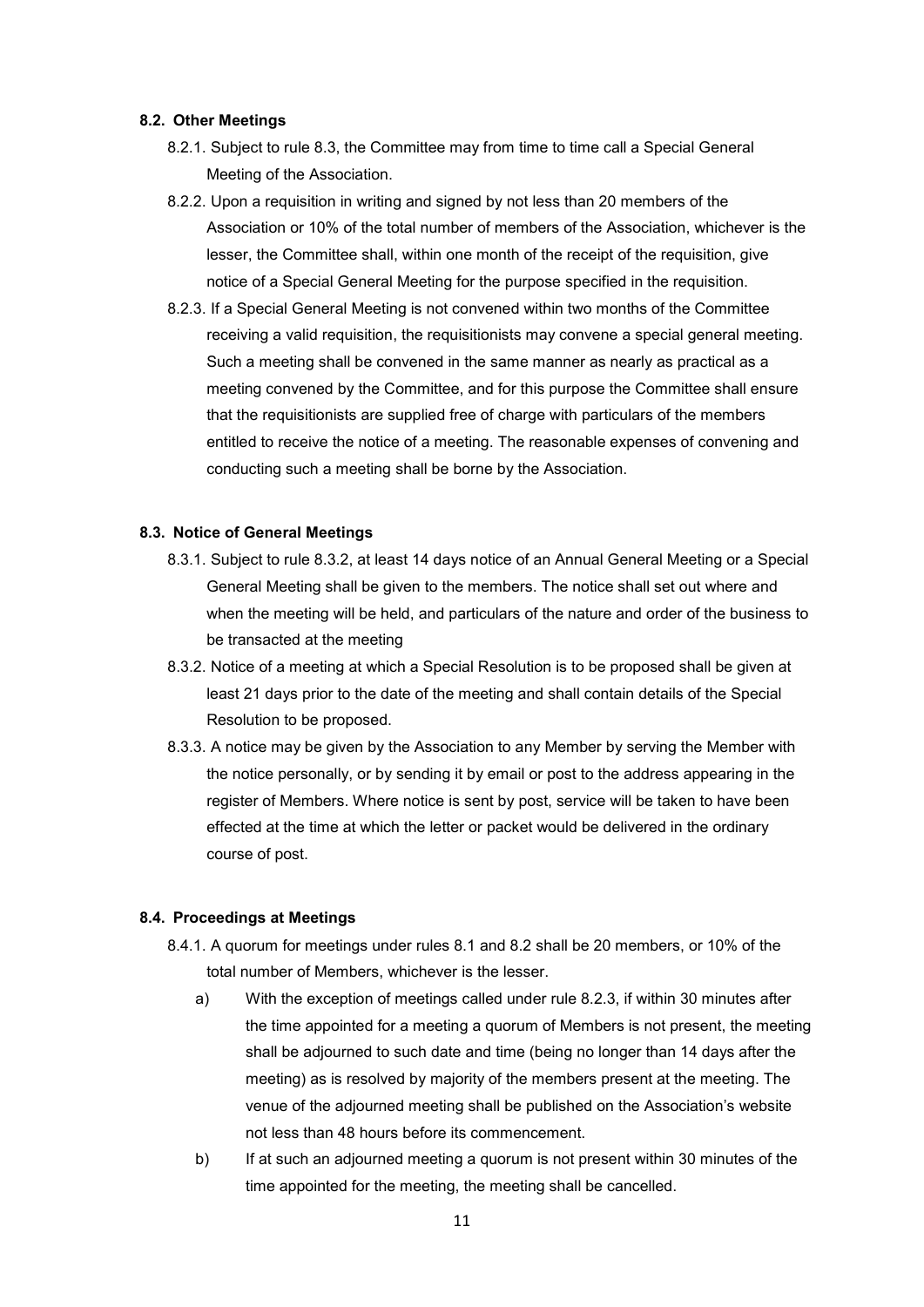### 8.2. Other Meetings

8.2.1. Subject to rule 8.3, the Committee may from time to time call a Special General Meeting of the Association.

8.2.2. Upon a requisition in writing and signed by not less than 20 members of the Association or 10% of the total number of members of the Association, whichever is the lesser, the Committee shall, within one month of the receipt of the requisition, give notice of a Special General Meeting for the purpose specified in the requisition.

8.2.3. If a Special General Meeting is not convened within two months of the Committee receiving a valid requisition, the requisitionists may convene a special general meeting. Such a meeting shall be convened in the same manner as nearly as practical as a meeting convened by the Committee, and for this purpose the Committee shall ensure that the requisitionists are supplied free of charge with particulars of the members entitled to receive the notice of a meeting. The reasonable expenses of convening and conducting such a meeting shall be borne by the Association.

### 8.3. Notice of General Meetings

8.3.1. Subject to rule 8.3.2, at least 14 days notice of an Annual General Meeting or a Special General Meeting shall be given to the members. The notice shall set out where and when the meeting will be held, and particulars of the nature and order of the business to be transacted at the meeting

8.3.2. Notice of a meeting at which a Special Resolution is to be proposed shall be given at least 21 days prior to the date of the meeting and shall contain details of the Special Resolution to be proposed.

8.3.3. A notice may be given by the Association to any Member by serving the Member with the notice personally, or by sending it by email or post to the address appearing in the register of Members. Where notice is sent by post, service will be taken to have been effected at the time at which the letter or packet would be delivered in the ordinary course of post.

### 8.4. Proceedings at Meetings

8.4.1. A quorum for meetings under rules 8.1 and 8.2 shall be 20 members, or 10% of the total number of Members, whichever is the lesser.

a) With the exception of meetings called under rule 8.2.3, if within 30 minutes after the time appointed for a meeting a quorum of Members is not present, the meeting shall be adjourned to such date and time (being no longer than 14 days after the meeting) as is resolved by majority of the members present at the meeting. The venue of the adjourned meeting shall be published on the Association's website not less than 48 hours before its commencement.

b) If at such an adjourned meeting a quorum is not present within 30 minutes of the time appointed for the meeting, the meeting shall be cancelled.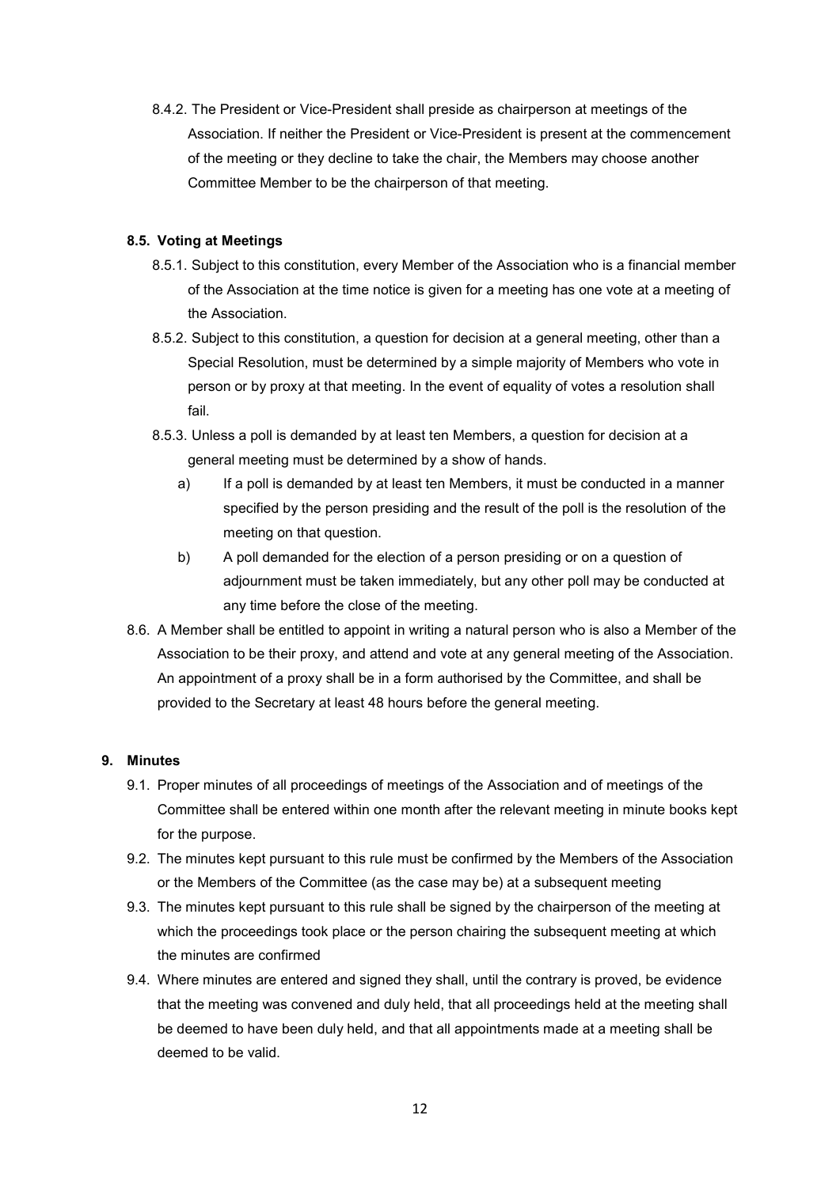8.4.2. The President or Vice-President shall preside as chairperson at meetings of the Association. If neither the President or Vice-President is present at the commencement of the meeting or they decline to take the chair, the Members may choose another Committee Member to be the chairperson of that meeting.

**8.5. Voting at Meetings**

8.5.1. Subject to this constitution, every Member of the Association who is a financial member of the Association at the time notice is given for a meeting has one vote at a meeting of the Association.

8.5.2. Subject to this constitution, a question for decision at a general meeting, other than a Special Resolution, must be determined by a simple majority of Members who vote in person or by proxy at that meeting. In the event of equality of votes a resolution shall fail.

8.5.3. Unless a poll is demanded by at least ten Members, a question for decision at a general meeting must be determined by a show of hands.

a) If a poll is demanded by at least ten Members, it must be conducted in a manner specified by the person presiding and the result of the poll is the resolution of the meeting on that question.

b) A poll demanded for the election of a person presiding or on a question of adjournment must be taken immediately, but any other poll may be conducted at any time before the close of the meeting.

8.6. A Member shall be entitled to appoint in writing a natural person who is also a Member of the Association to be their proxy, and attend and vote at any general meeting of the Association. An appointment of a proxy shall be in a form authorised by the Committee, and shall be provided to the Secretary at least 48 hours before the general meeting.

**9. Minutes**

9.1. Proper minutes of all proceedings of meetings of the Association and of meetings of the Committee shall be entered within one month after the relevant meeting in minute books kept for the purpose.

9.2. The minutes kept pursuant to this rule must be confirmed by the Members of the Association or the Members of the Committee (as the case may be) at a subsequent meeting

9.3. The minutes kept pursuant to this rule shall be signed by the chairperson of the meeting at which the proceedings took place or the person chairing the subsequent meeting at which the minutes are confirmed

9.4. Where minutes are entered and signed they shall, until the contrary is proved, be evidence that the meeting was convened and duly held, that all proceedings held at the meeting shall be deemed to have been duly held, and that all appointments made at a meeting shall be deemed to be valid.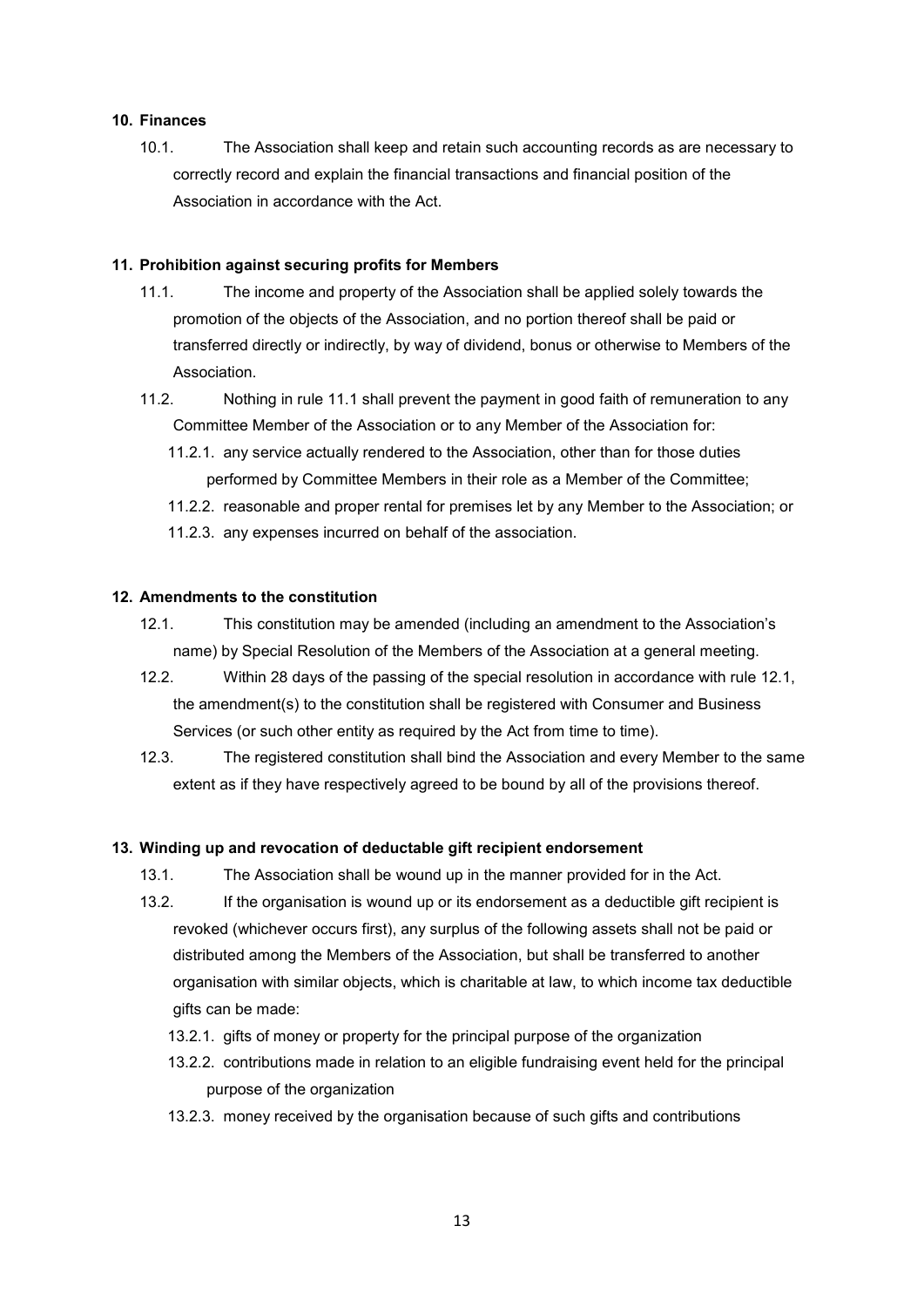## 10. Finances

10.1. The Association shall keep and retain such accounting records as are necessary to correctly record and explain the financial transactions and financial position of the Association in accordance with the Act.

## 11. Prohibition against securing profits for Members

11.1. The income and property of the Association shall be applied solely towards the promotion of the objects of the Association, and no portion thereof shall be paid or transferred directly or indirectly, by way of dividend, bonus or otherwise to Members of the Association.

11.2. Nothing in rule 11.1 shall prevent the payment in good faith of remuneration to any Committee Member of the Association or to any Member of the Association for:

- 11.2.1. any service actually rendered to the Association, other than for those duties performed by Committee Members in their role as a Member of the Committee;
- 11.2.2. reasonable and proper rental for premises let by any Member to the Association; or
- 11.2.3. any expenses incurred on behalf of the association.

## 12. Amendments to the constitution

12.1. This constitution may be amended (including an amendment to the Association's name) by Special Resolution of the Members of the Association at a general meeting.

12.2. Within 28 days of the passing of the special resolution in accordance with rule 12.1, the amendment(s) to the constitution shall be registered with Consumer and Business Services (or such other entity as required by the Act from time to time).

12.3. The registered constitution shall bind the Association and every Member to the same extent as if they have respectively agreed to be bound by all of the provisions thereof.

## 13. Winding up and revocation of deductable gift recipient endorsement

13.1. The Association shall be wound up in the manner provided for in the Act.

13.2. If the organisation is wound up or its endorsement as a deductible gift recipient is revoked (whichever occurs first), any surplus of the following assets shall not be paid or distributed among the Members of the Association, but shall be transferred to another organisation with similar objects, which is charitable at law, to which income tax deductible gifts can be made:

- 13.2.1. gifts of money or property for the principal purpose of the organization
- 13.2.2. contributions made in relation to an eligible fundraising event held for the principal purpose of the organization
- 13.2.3. money received by the organisation because of such gifts and contributions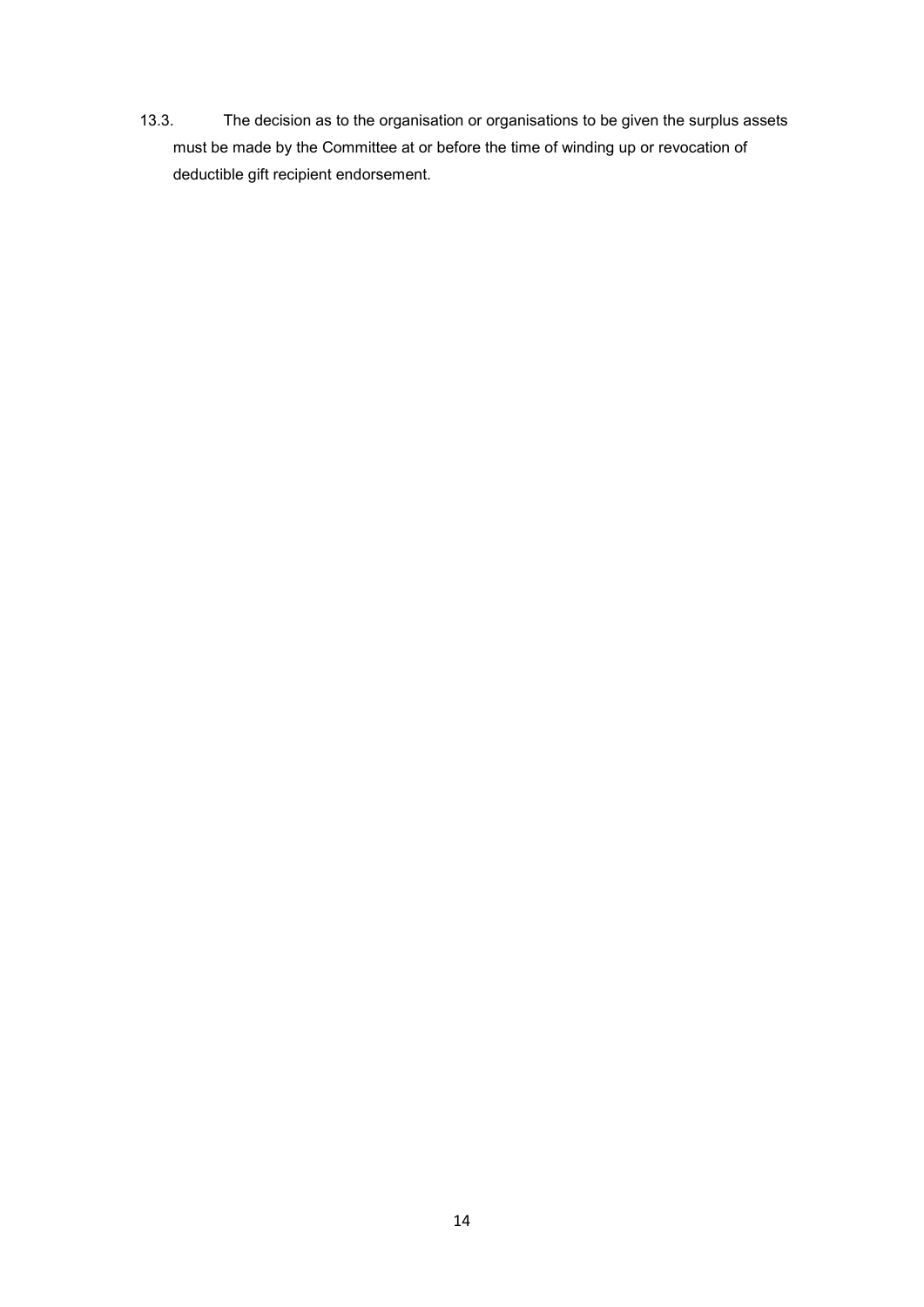13.3. The decision as to the organisation or organisations to be given the surplus assets must be made by the Committee at or before the time of winding up or revocation of deductible gift recipient endorsement.